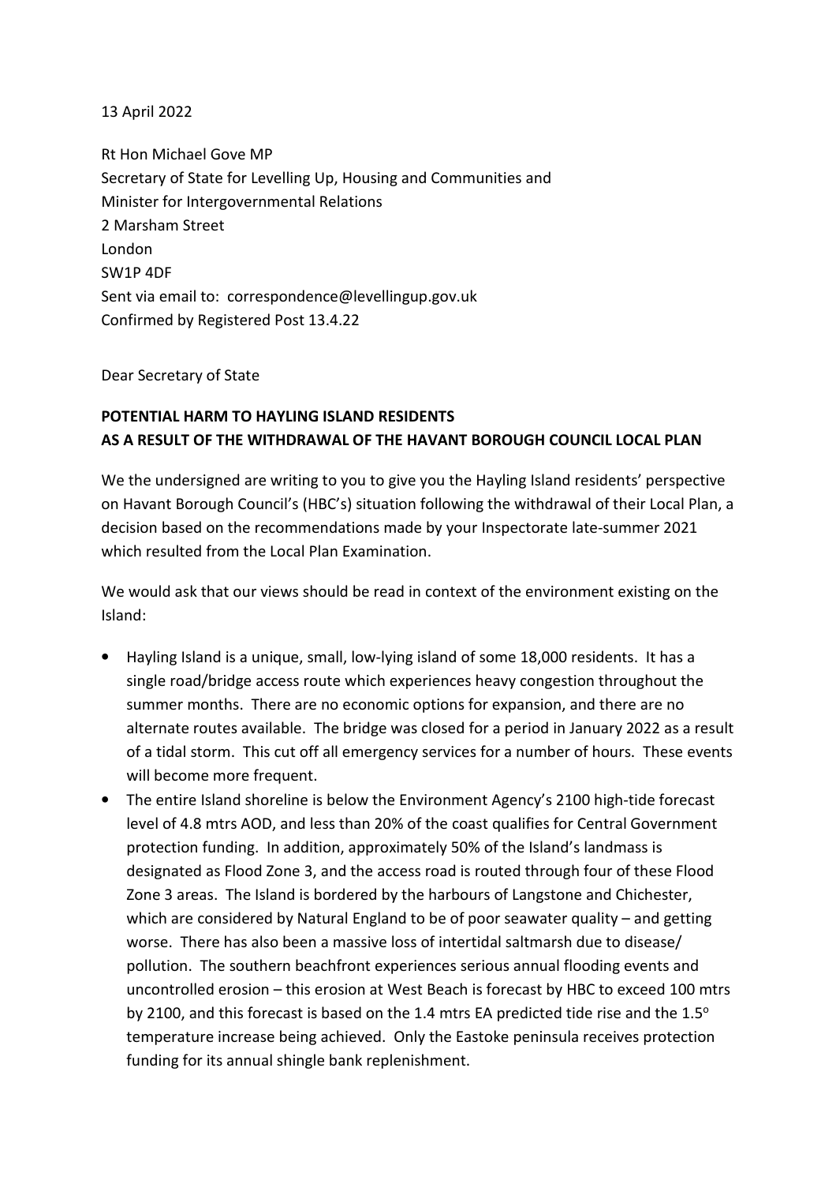13 April 2022

Rt Hon Michael Gove MP
Secretary of State for Levelling Up, Housing and Communities and
Minister for Intergovernmental Relations
2 Marsham Street
London
SW1P 4DF
Sent via email to: correspondence@levellingup.gov.uk
Confirmed by Registered Post 13.4.22

Dear Secretary of State

**POTENTIAL HARM TO HAYLING ISLAND RESIDENTS**
**AS A RESULT OF THE WITHDRAWAL OF THE HAVANT BOROUGH COUNCIL LOCAL PLAN**

We the undersigned are writing to you to give you the Hayling Island residents' perspective on Havant Borough Council's (HBC's) situation following the withdrawal of their Local Plan, a decision based on the recommendations made by your Inspectorate late-summer 2021 which resulted from the Local Plan Examination.

We would ask that our views should be read in context of the environment existing on the Island:

- Hayling Island is a unique, small, low-lying island of some 18,000 residents. It has a single road/bridge access route which experiences heavy congestion throughout the summer months. There are no economic options for expansion, and there are no alternate routes available. The bridge was closed for a period in January 2022 as a result of a tidal storm. This cut off all emergency services for a number of hours. These events will become more frequent.
- The entire Island shoreline is below the Environment Agency's 2100 high-tide forecast level of 4.8 mtrs AOD, and less than 20% of the coast qualifies for Central Government protection funding. In addition, approximately 50% of the Island's landmass is designated as Flood Zone 3, and the access road is routed through four of these Flood Zone 3 areas. The Island is bordered by the harbours of Langstone and Chichester, which are considered by Natural England to be of poor seawater quality – and getting worse. There has also been a massive loss of intertidal saltmarsh due to disease/ pollution. The southern beachfront experiences serious annual flooding events and uncontrolled erosion – this erosion at West Beach is forecast by HBC to exceed 100 mtrs by 2100, and this forecast is based on the 1.4 mtrs EA predicted tide rise and the 1.5$^{o}$ temperature increase being achieved. Only the Eastoke peninsula receives protection funding for its annual shingle bank replenishment.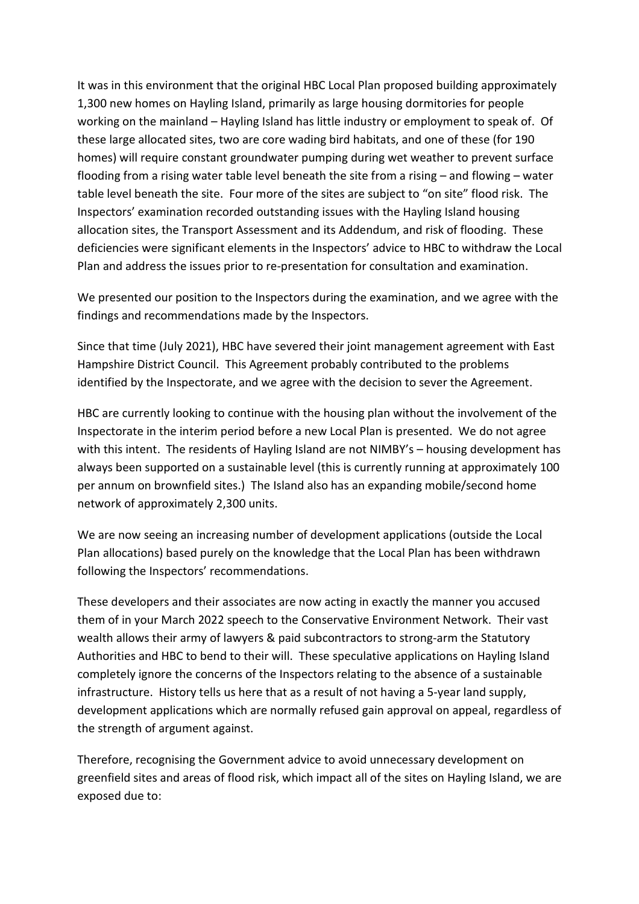It was in this environment that the original HBC Local Plan proposed building approximately 1,300 new homes on Hayling Island, primarily as large housing dormitories for people working on the mainland – Hayling Island has little industry or employment to speak of. Of these large allocated sites, two are core wading bird habitats, and one of these (for 190 homes) will require constant groundwater pumping during wet weather to prevent surface flooding from a rising water table level beneath the site from a rising – and flowing – water table level beneath the site. Four more of the sites are subject to "on site" flood risk. The Inspectors' examination recorded outstanding issues with the Hayling Island housing allocation sites, the Transport Assessment and its Addendum, and risk of flooding. These deficiencies were significant elements in the Inspectors' advice to HBC to withdraw the Local Plan and address the issues prior to re-presentation for consultation and examination.

We presented our position to the Inspectors during the examination, and we agree with the findings and recommendations made by the Inspectors.

Since that time (July 2021), HBC have severed their joint management agreement with East Hampshire District Council. This Agreement probably contributed to the problems identified by the Inspectorate, and we agree with the decision to sever the Agreement.

HBC are currently looking to continue with the housing plan without the involvement of the Inspectorate in the interim period before a new Local Plan is presented. We do not agree with this intent. The residents of Hayling Island are not NIMBY's – housing development has always been supported on a sustainable level (this is currently running at approximately 100 per annum on brownfield sites.) The Island also has an expanding mobile/second home network of approximately 2,300 units.

We are now seeing an increasing number of development applications (outside the Local Plan allocations) based purely on the knowledge that the Local Plan has been withdrawn following the Inspectors' recommendations.

These developers and their associates are now acting in exactly the manner you accused them of in your March 2022 speech to the Conservative Environment Network. Their vast wealth allows their army of lawyers & paid subcontractors to strong-arm the Statutory Authorities and HBC to bend to their will. These speculative applications on Hayling Island completely ignore the concerns of the Inspectors relating to the absence of a sustainable infrastructure. History tells us here that as a result of not having a 5-year land supply, development applications which are normally refused gain approval on appeal, regardless of the strength of argument against.

Therefore, recognising the Government advice to avoid unnecessary development on greenfield sites and areas of flood risk, which impact all of the sites on Hayling Island, we are exposed due to: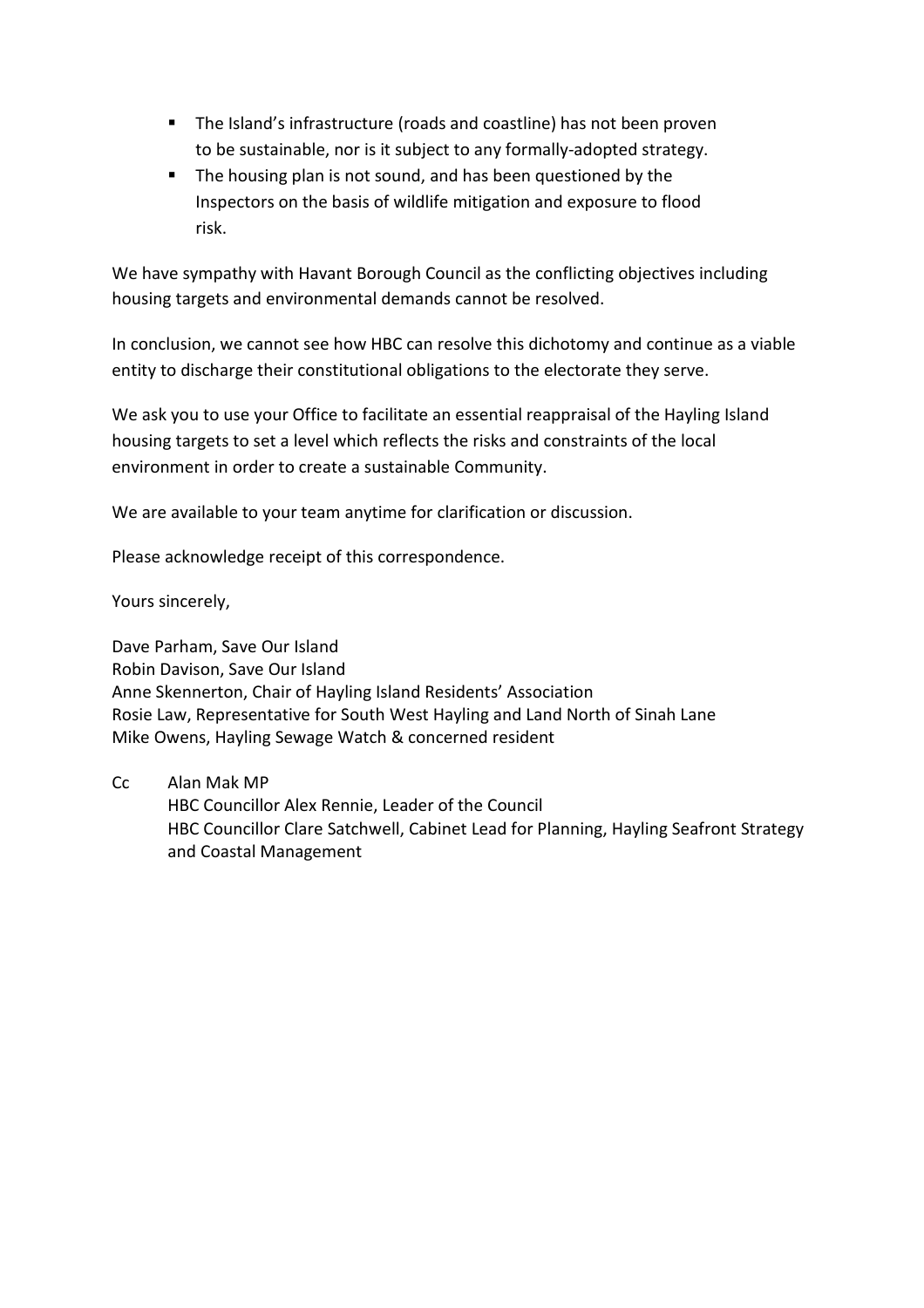- The Island's infrastructure (roads and coastline) has not been proven to be sustainable, nor is it subject to any formally-adopted strategy.
- The housing plan is not sound, and has been questioned by the Inspectors on the basis of wildlife mitigation and exposure to flood risk.

We have sympathy with Havant Borough Council as the conflicting objectives including housing targets and environmental demands cannot be resolved.

In conclusion, we cannot see how HBC can resolve this dichotomy and continue as a viable entity to discharge their constitutional obligations to the electorate they serve.

We ask you to use your Office to facilitate an essential reappraisal of the Hayling Island housing targets to set a level which reflects the risks and constraints of the local environment in order to create a sustainable Community.

We are available to your team anytime for clarification or discussion.

Please acknowledge receipt of this correspondence.

Yours sincerely,

Dave Parham, Save Our Island
Robin Davison, Save Our Island
Anne Skennerton, Chair of Hayling Island Residents' Association
Rosie Law, Representative for South West Hayling and Land North of Sinah Lane
Mike Owens, Hayling Sewage Watch & concerned resident

Cc Alan Mak MP
HBC Councillor Alex Rennie, Leader of the Council
HBC Councillor Clare Satchwell, Cabinet Lead for Planning, Hayling Seafront Strategy and Coastal Management